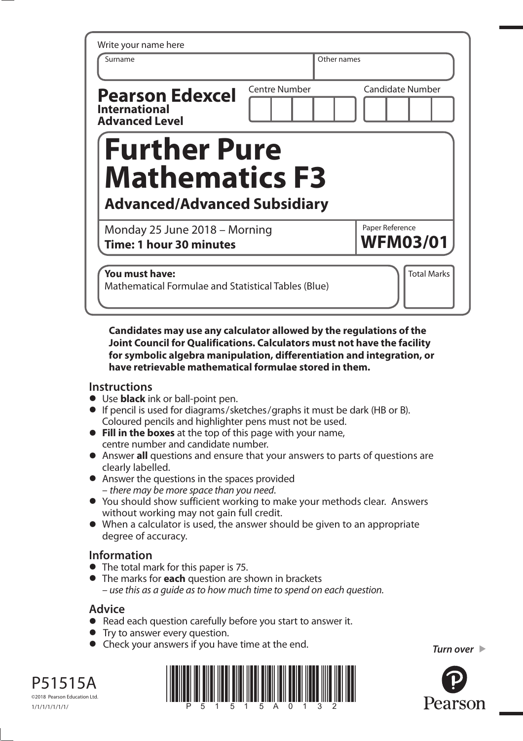Write your name here

| Surname | Other names |
|---|---|
| | |

**Pearson Edexcel**
**International Advanced Level**

| Centre Number | Candidate Number |
|---|---|
| | |

# Further Pure Mathematics F3

## Advanced/Advanced Subsidiary

Monday 25 June 2018 – Morning
**Time: 1 hour 30 minutes**

Paper Reference
**WFM03/01**

**You must have:**
Mathematical Formulae and Statistical Tables (Blue)

Total Marks

**Candidates may use any calculator allowed by the regulations of the Joint Council for Qualifications. Calculators must not have the facility for symbolic algebra manipulation, differentiation and integration, or have retrievable mathematical formulae stored in them.**

## Instructions

- Use **black** ink or ball-point pen.
- If pencil is used for diagrams/sketches/graphs it must be dark (HB or B). Coloured pencils and highlighter pens must not be used.
- **Fill in the boxes** at the top of this page with your name, centre number and candidate number.
- Answer **all** questions and ensure that your answers to parts of questions are clearly labelled.
- Answer the questions in the spaces provided – *there may be more space than you need*.
- You should show sufficient working to make your methods clear. Answers without working may not gain full credit.
- When a calculator is used, the answer should be given to an appropriate degree of accuracy.

## Information

- The total mark for this paper is 75.
- The marks for **each** question are shown in brackets – *use this as a guide as to how much time to spend on each question.*

## Advice

- Read each question carefully before you start to answer it.
- Try to answer every question.
- Check your answers if you have time at the end.

*Turn over*

P51515A
©2018 Pearson Education Ltd.
1/1/1/1/1/1/1/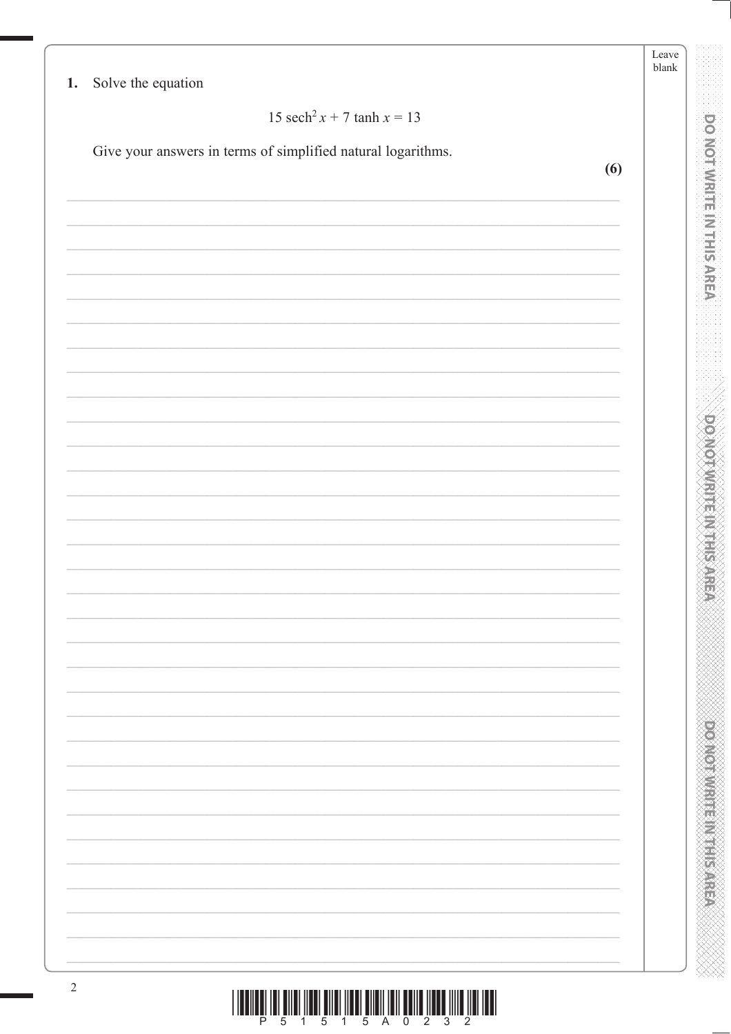**1.** Solve the equation

$$15 \operatorname{sech}^2 x + 7 \tanh x = 13$$

Give your answers in terms of simplified natural logarithms.

**(6)**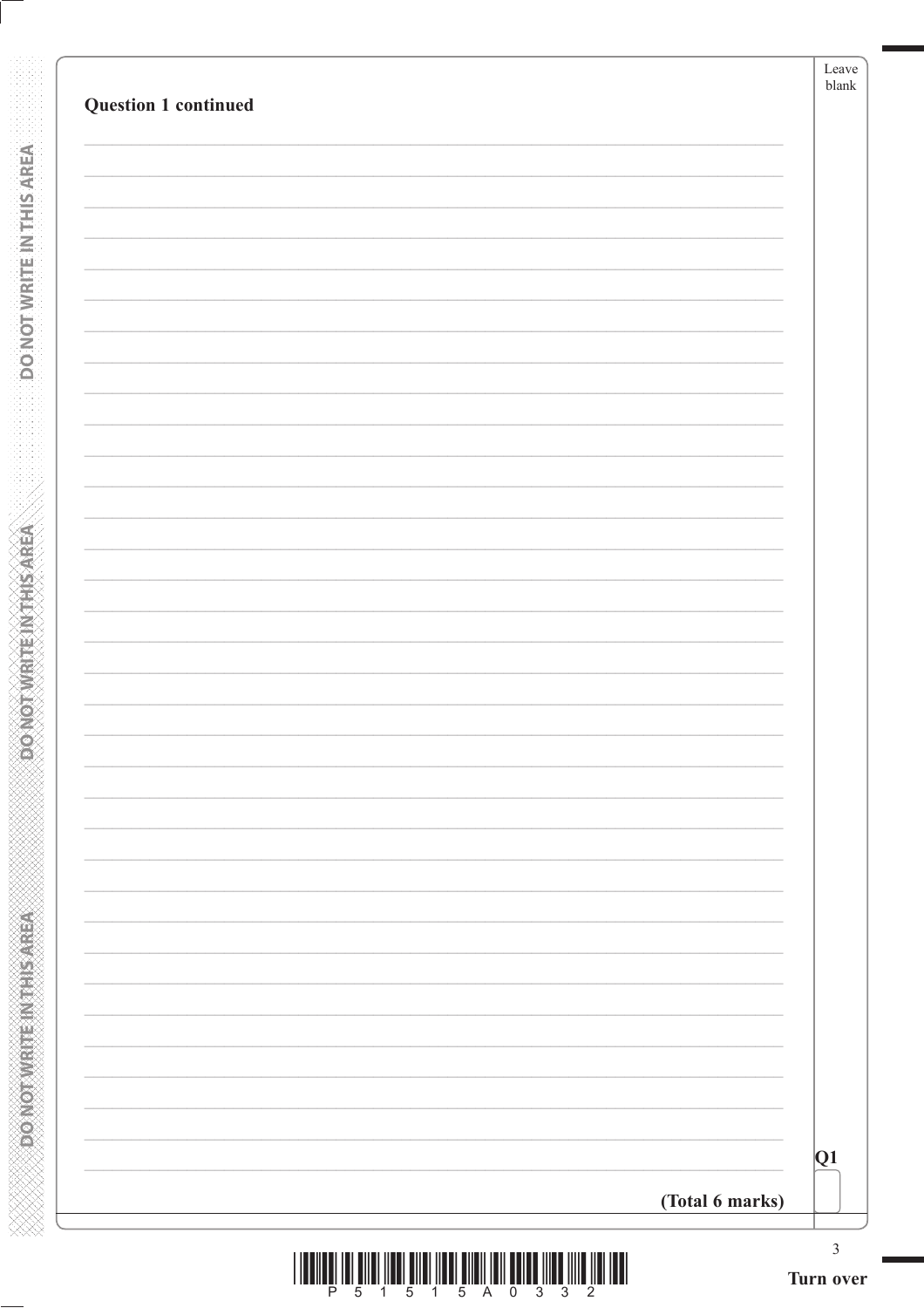**Question 1 continued**

**(Total 6 marks)**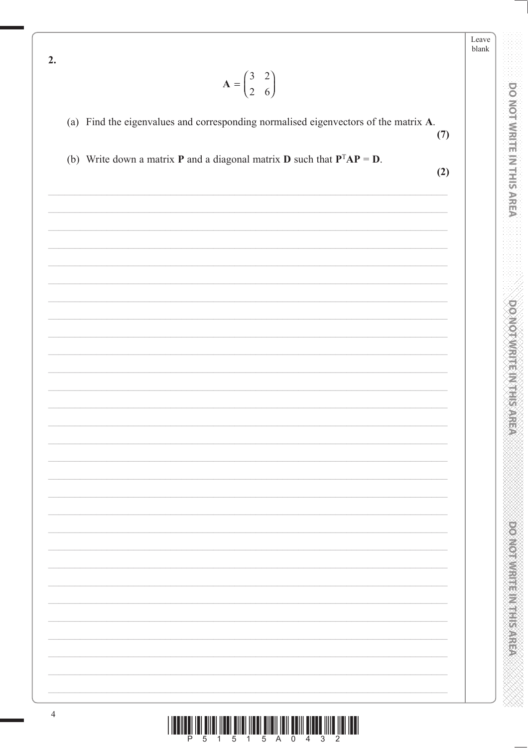**2.**

$$\mathbf{A} = \begin{pmatrix} 3 & 2 \\ 2 & 6 \end{pmatrix}$$

(a) Find the eigenvalues and corresponding normalised eigenvectors of the matrix $\mathbf{A}$.

**(7)**

(b) Write down a matrix $\mathbf{P}$ and a diagonal matrix $\mathbf{D}$ such that $\mathbf{P}^{\mathrm{T}}\mathbf{A}\mathbf{P} = \mathbf{D}$.

**(2)**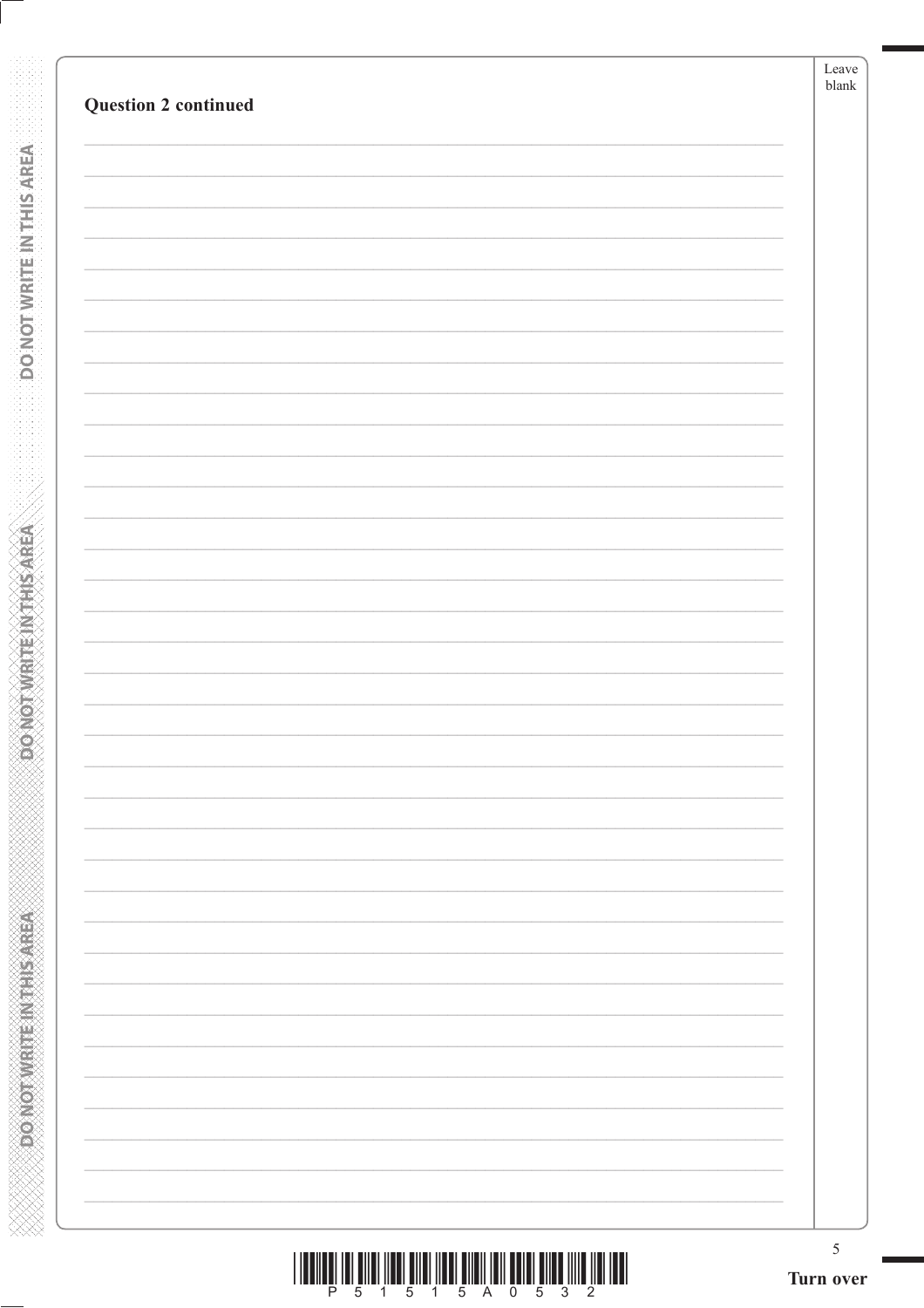**Question 2 continued**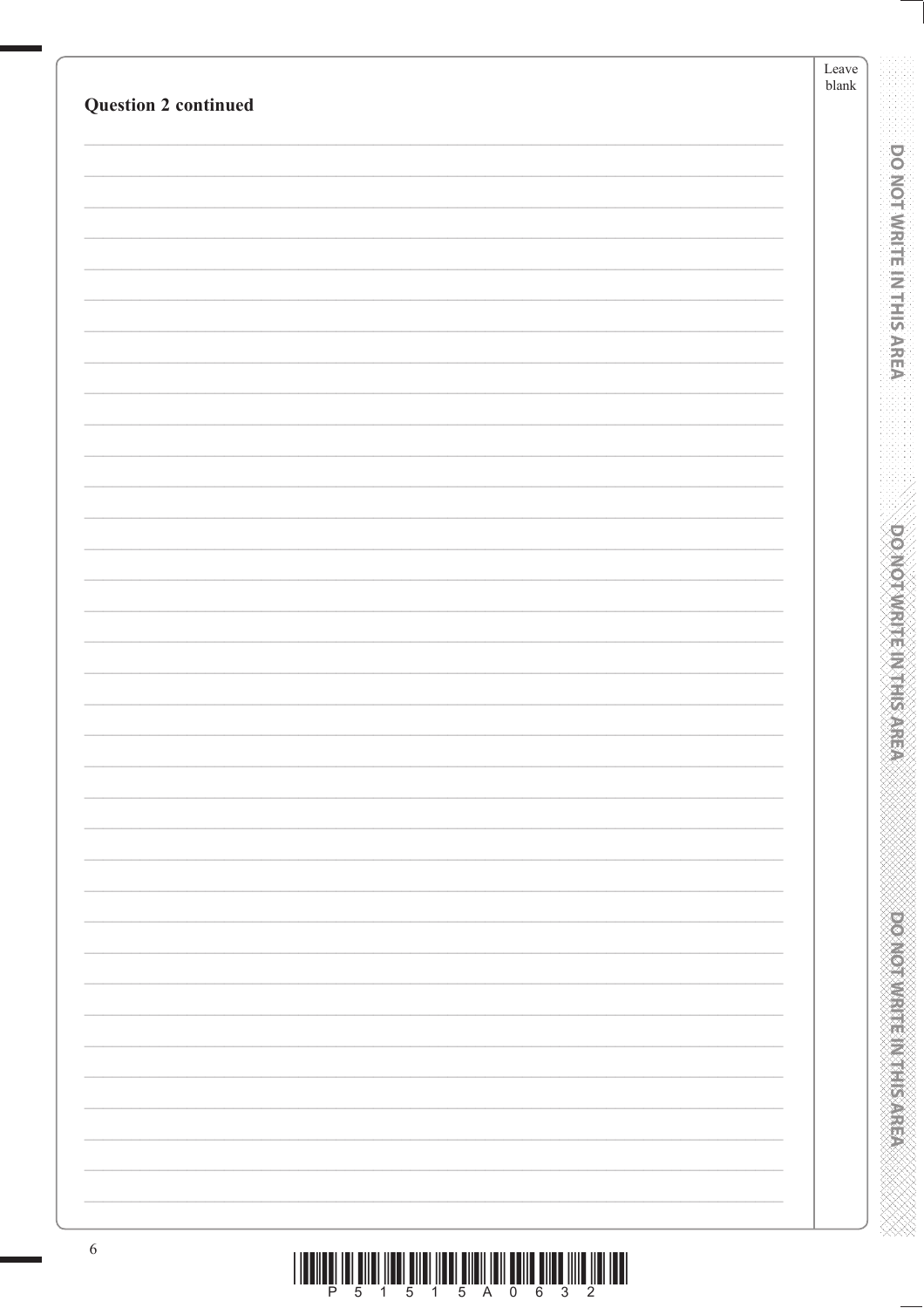**Question 2 continued**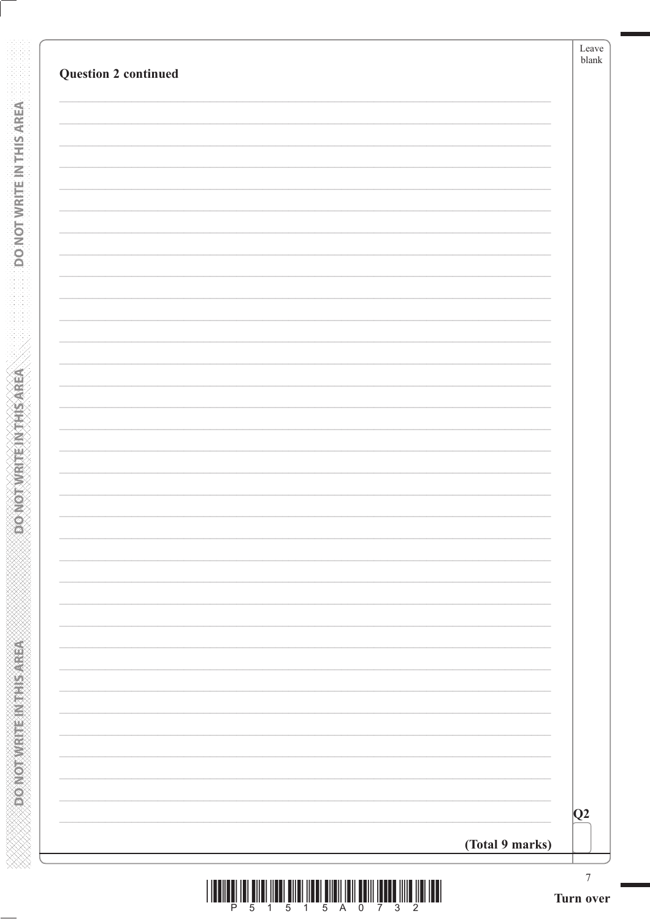**Question 2 continued**

**(Total 9 marks)**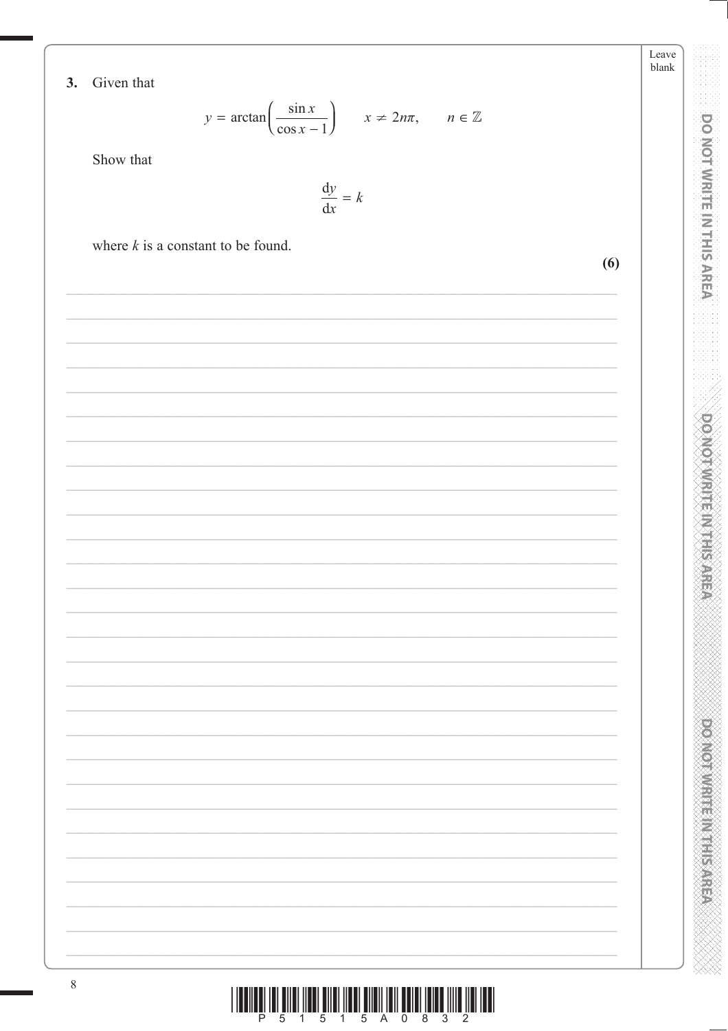**3.** Given that

$$y = \arctan\left(\frac{\sin x}{\cos x - 1}\right) \qquad x \neq 2n\pi, \qquad n \in \mathbb{Z}$$

Show that

$$\frac{\mathrm{d}y}{\mathrm{d}x} = k$$

where $k$ is a constant to be found.

**(6)**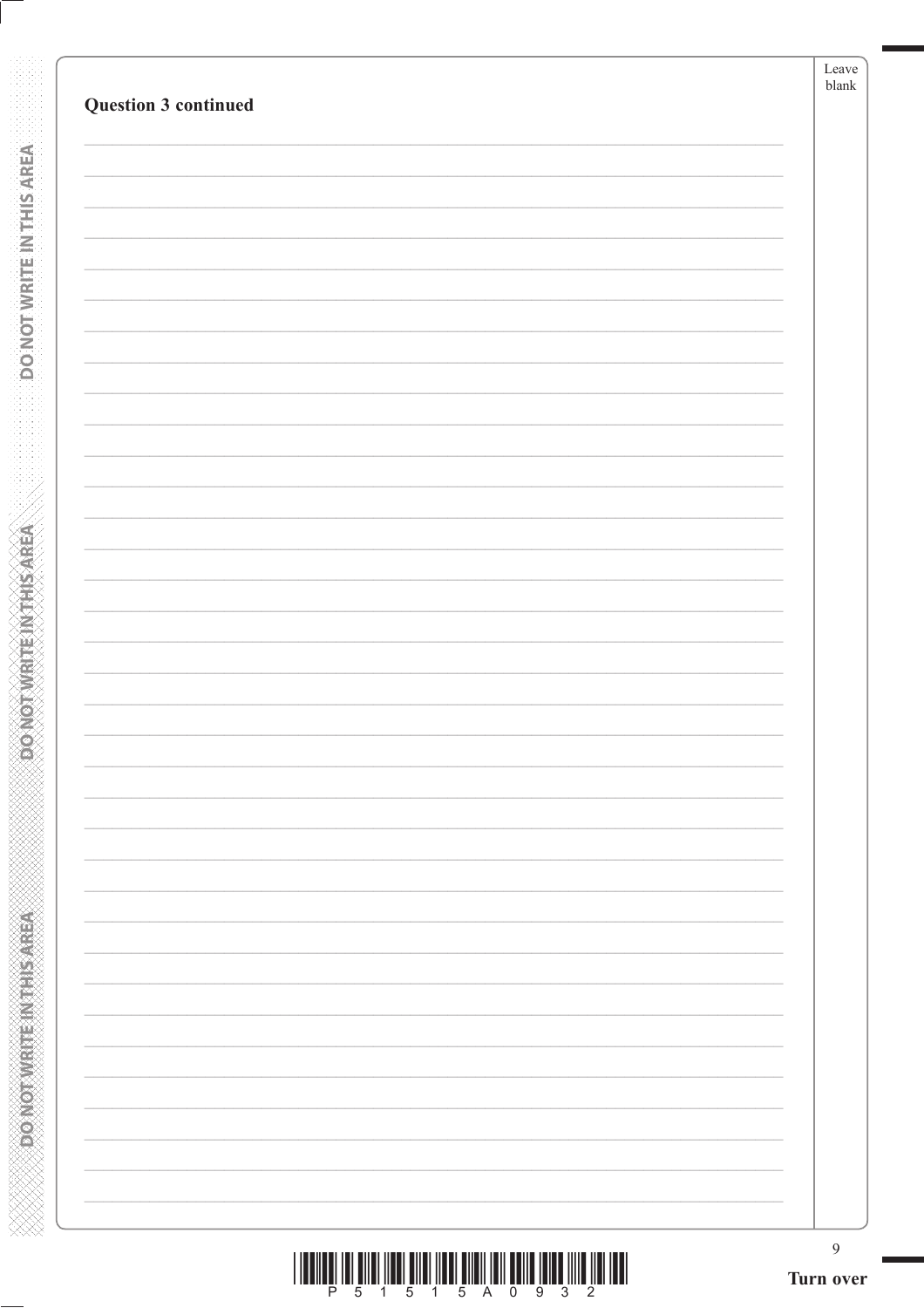**Question 3 continued**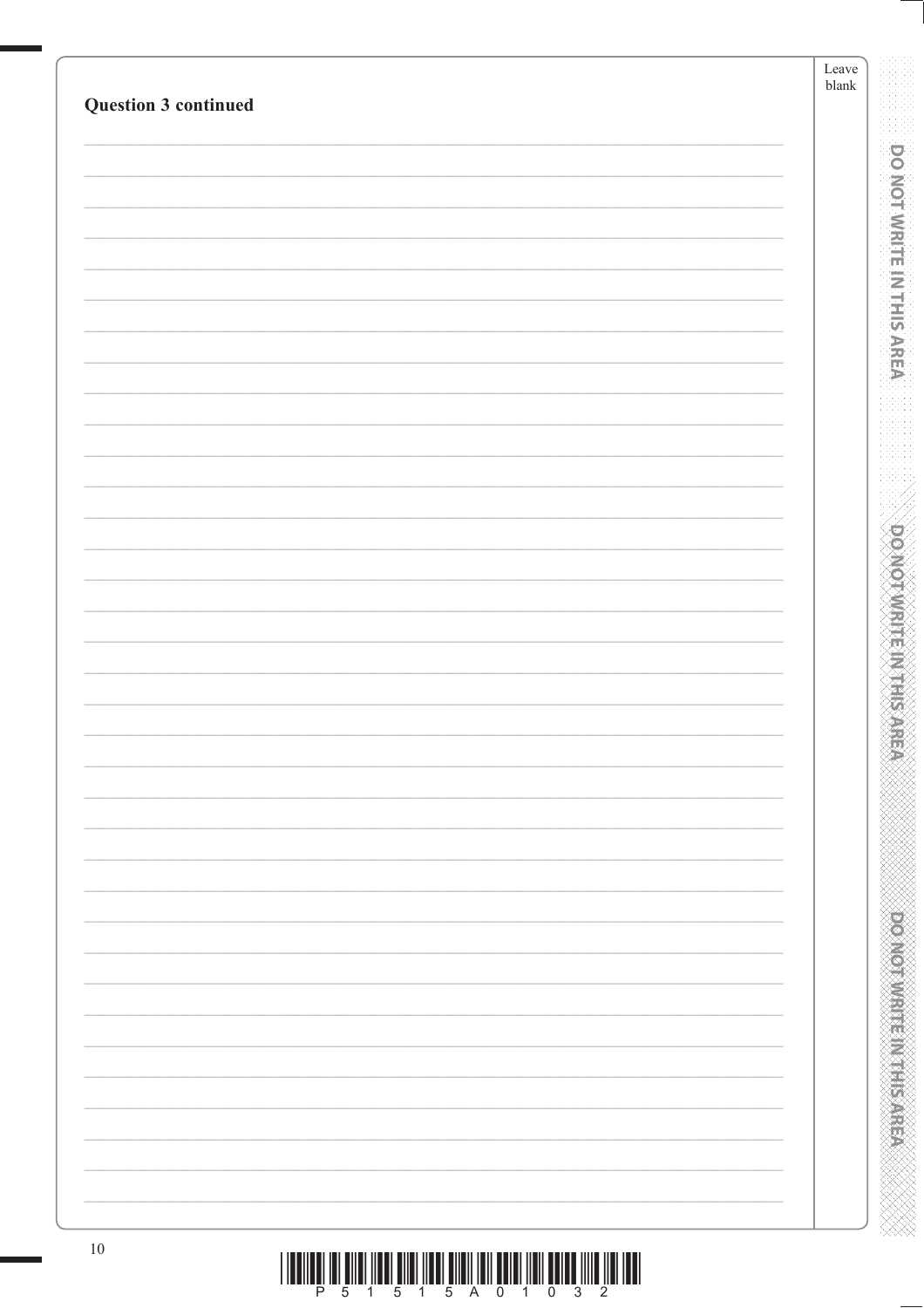**Question 3 continued**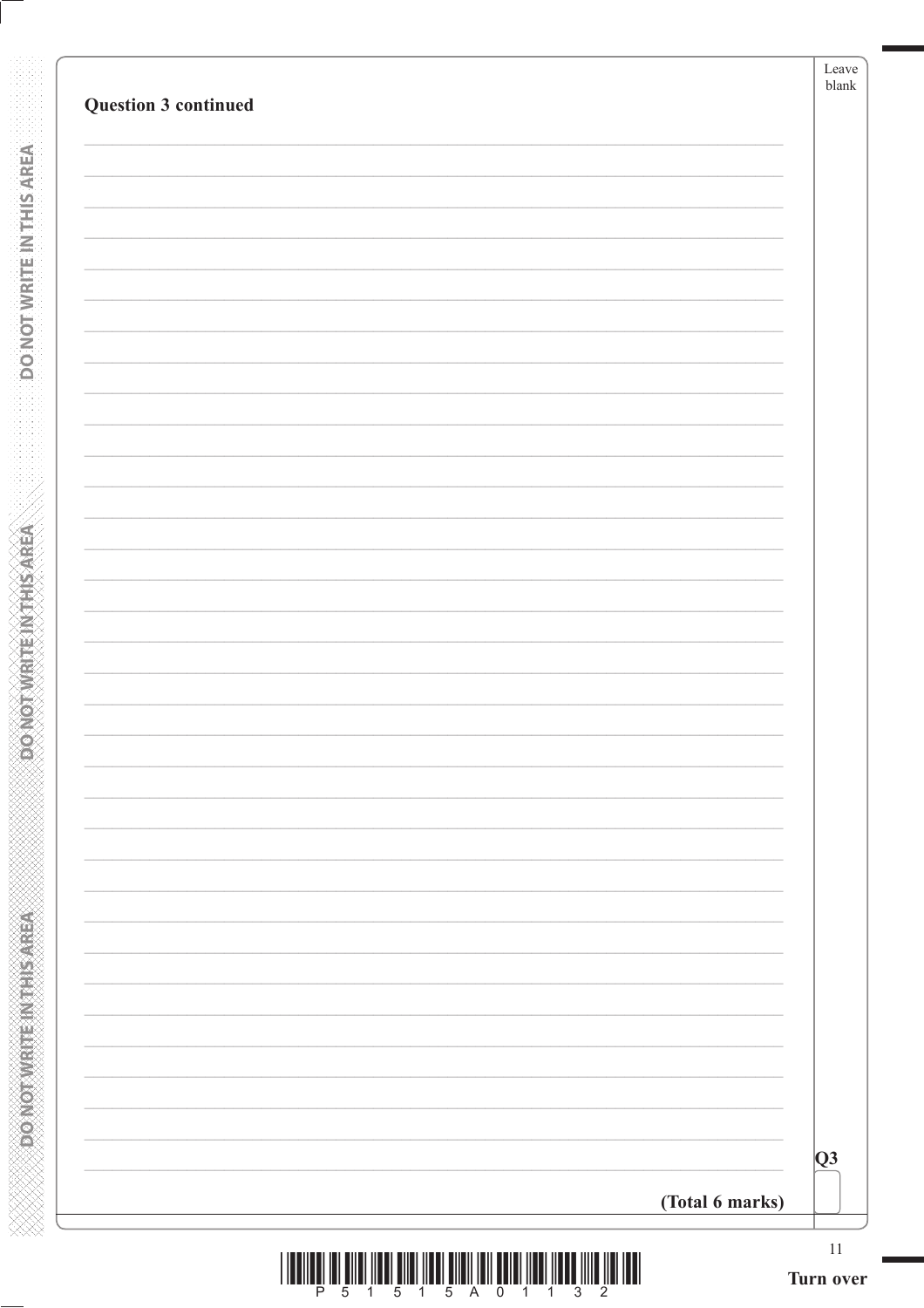**Question 3 continued**

**(Total 6 marks)**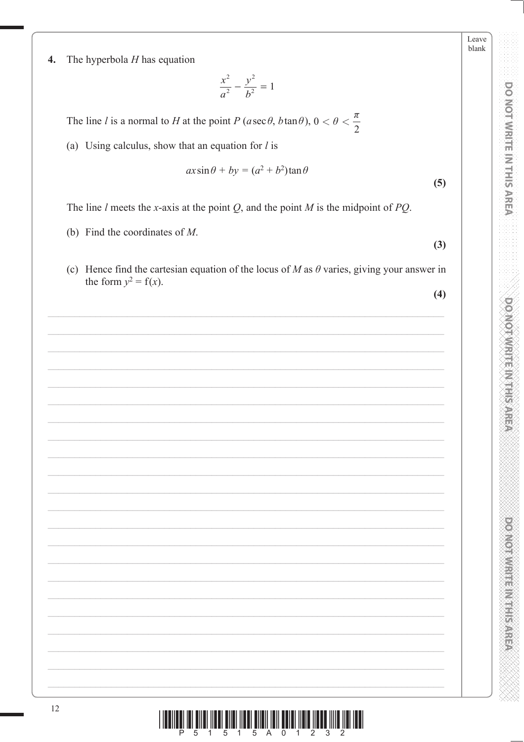**4.** The hyperbola $H$ has equation

$$\frac{x^2}{a^2} - \frac{y^2}{b^2} = 1$$

The line $l$ is a normal to $H$ at the point $P\ (a\sec\theta,\ b\tan\theta),\ 0 < \theta < \dfrac{\pi}{2}$

(a) Using calculus, show that an equation for $l$ is

$$ax\sin\theta + by = (a^2 + b^2)\tan\theta$$

**(5)**

The line $l$ meets the $x$-axis at the point $Q$, and the point $M$ is the midpoint of $PQ$.

(b) Find the coordinates of $M$.

**(3)**

(c) Hence find the cartesian equation of the locus of $M$ as $\theta$ varies, giving your answer in the form $y^2 = \text{f}(x)$.

**(4)**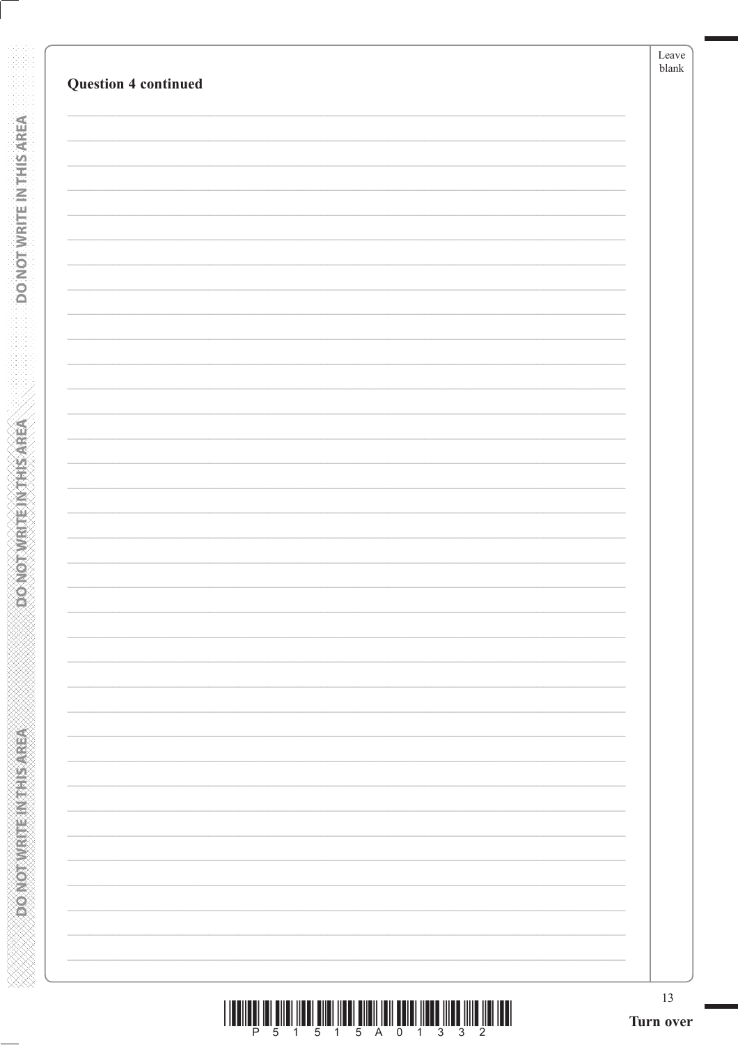**Question 4 continued**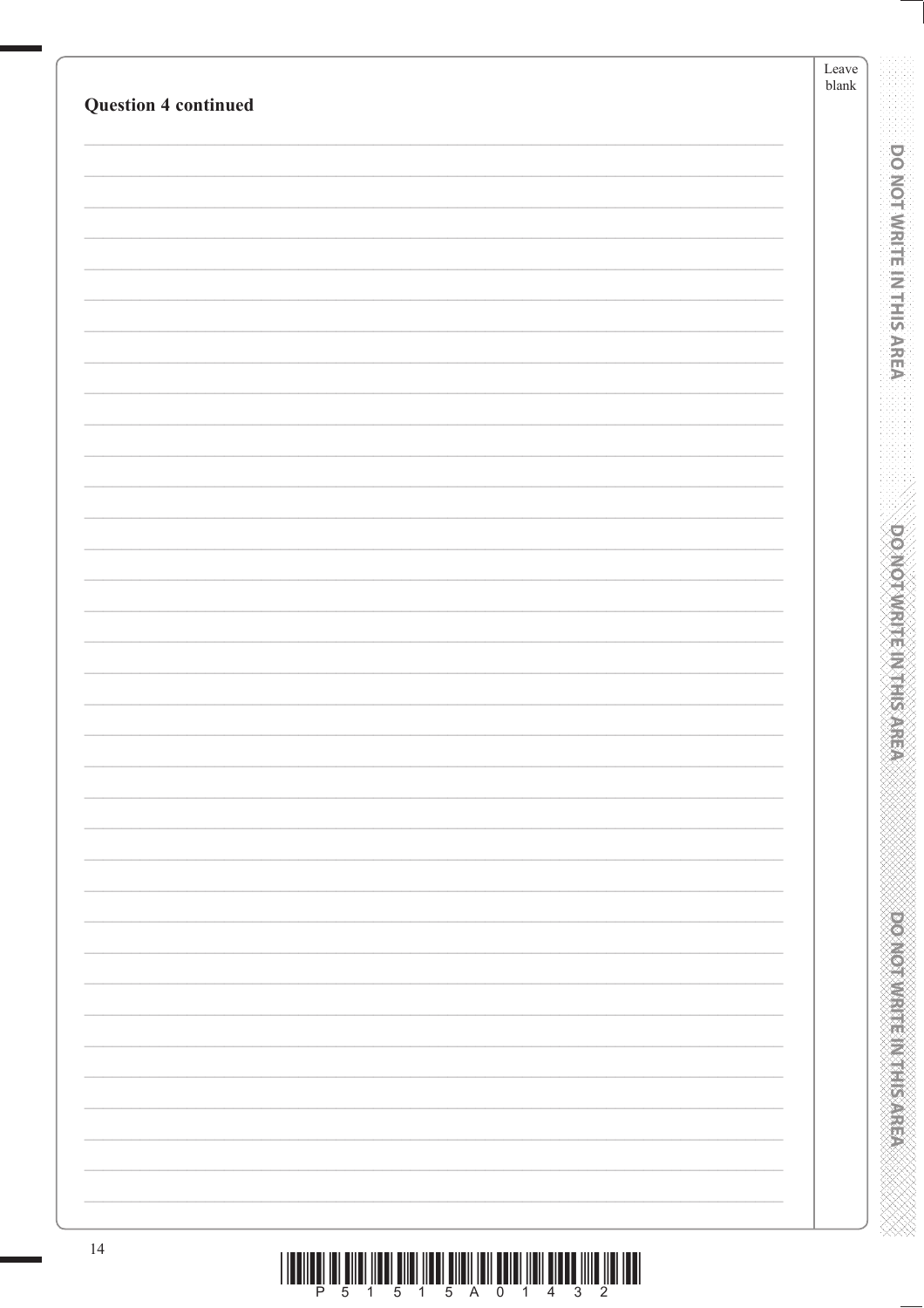**Question 4 continued**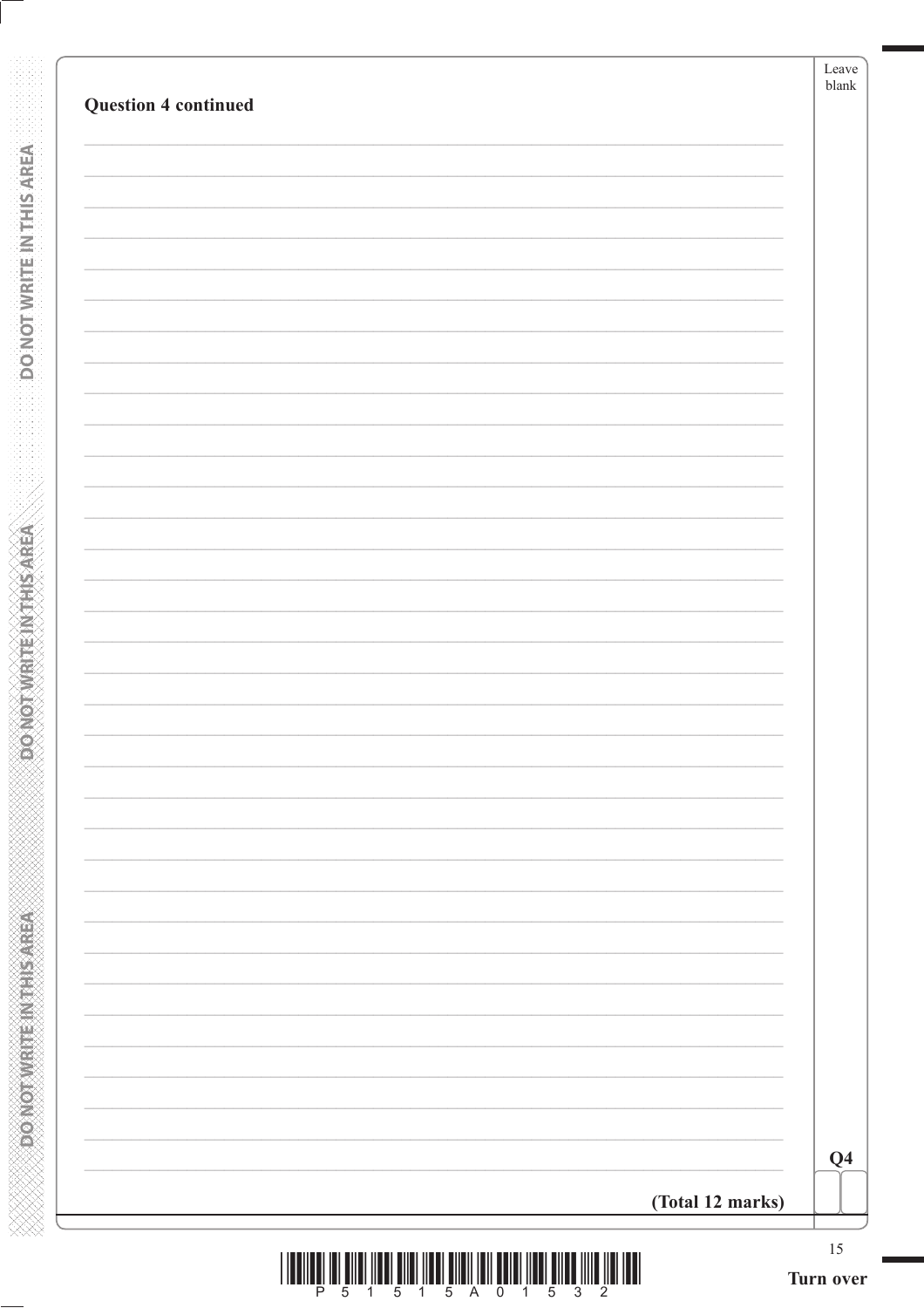**Question 4 continued**

**Q4**

**(Total 12 marks)**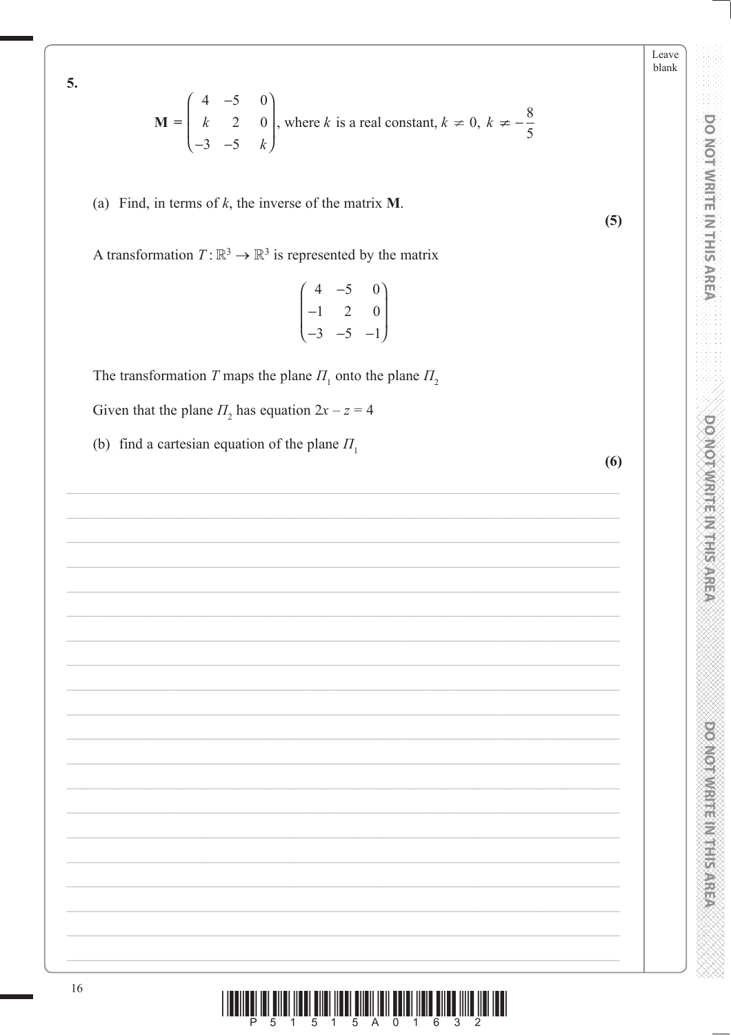**5.**

$$\mathbf{M} = \begin{pmatrix} 4 & -5 & 0 \\ k & 2 & 0 \\ -3 & -5 & k \end{pmatrix}, \text{ where } k \text{ is a real constant, } k \neq 0,\ k \neq -\frac{8}{5}$$

(a) Find, in terms of $k$, the inverse of the matrix $\mathbf{M}$.

**(5)**

A transformation $T : \mathbb{R}^3 \rightarrow \mathbb{R}^3$ is represented by the matrix

$$\begin{pmatrix} 4 & -5 & 0 \\ -1 & 2 & 0 \\ -3 & -5 & -1 \end{pmatrix}$$

The transformation $T$ maps the plane $\Pi_1$ onto the plane $\Pi_2$

Given that the plane $\Pi_2$ has equation $2x - z = 4$

(b) find a cartesian equation of the plane $\Pi_1$

**(6)**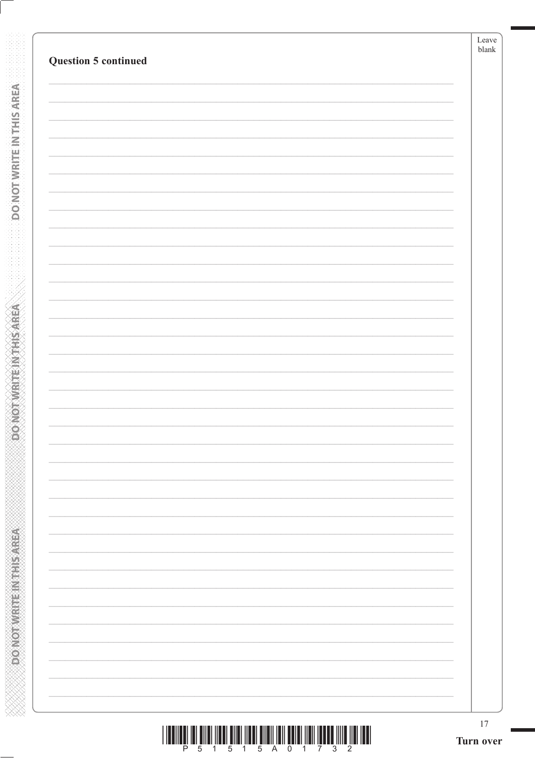**Question 5 continued**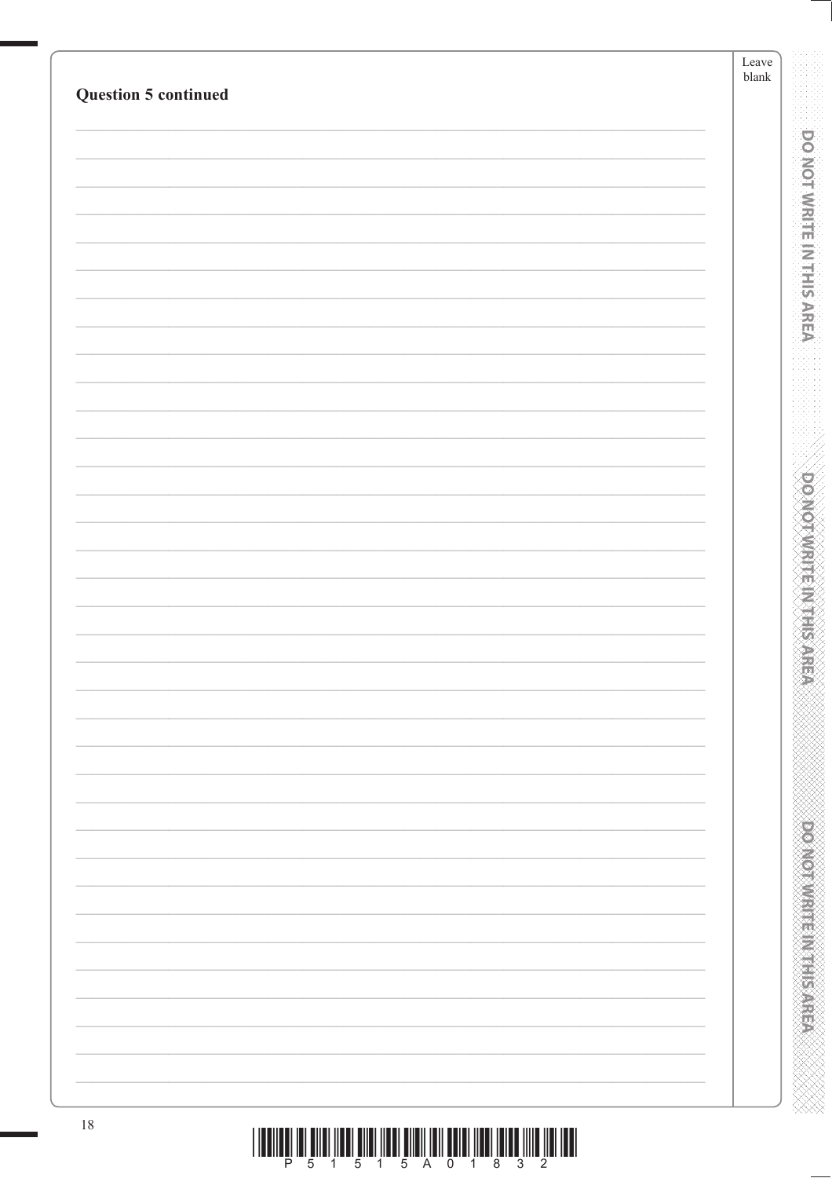**Question 5 continued**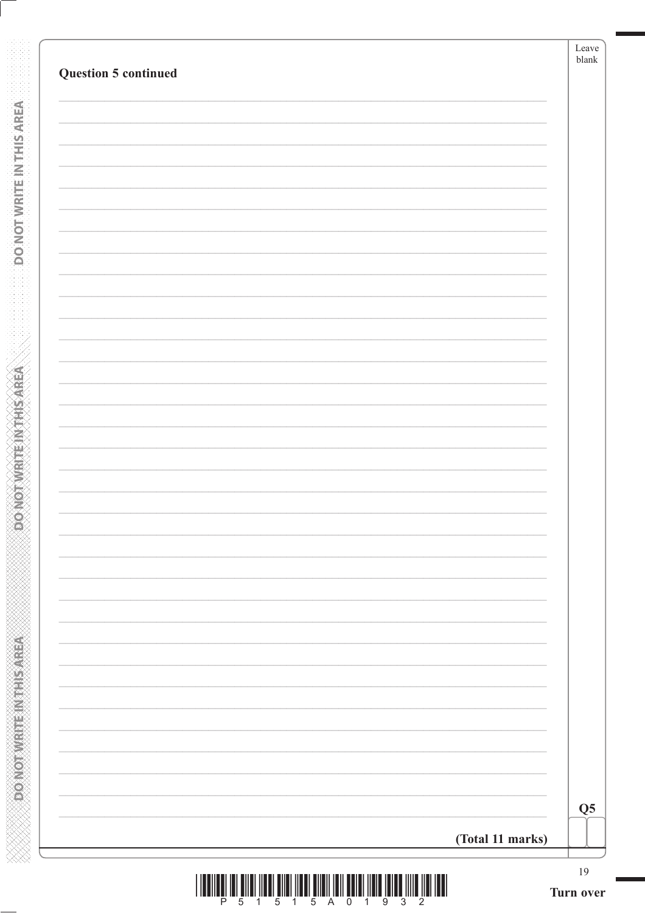**Question 5 continued**

**(Total 11 marks)**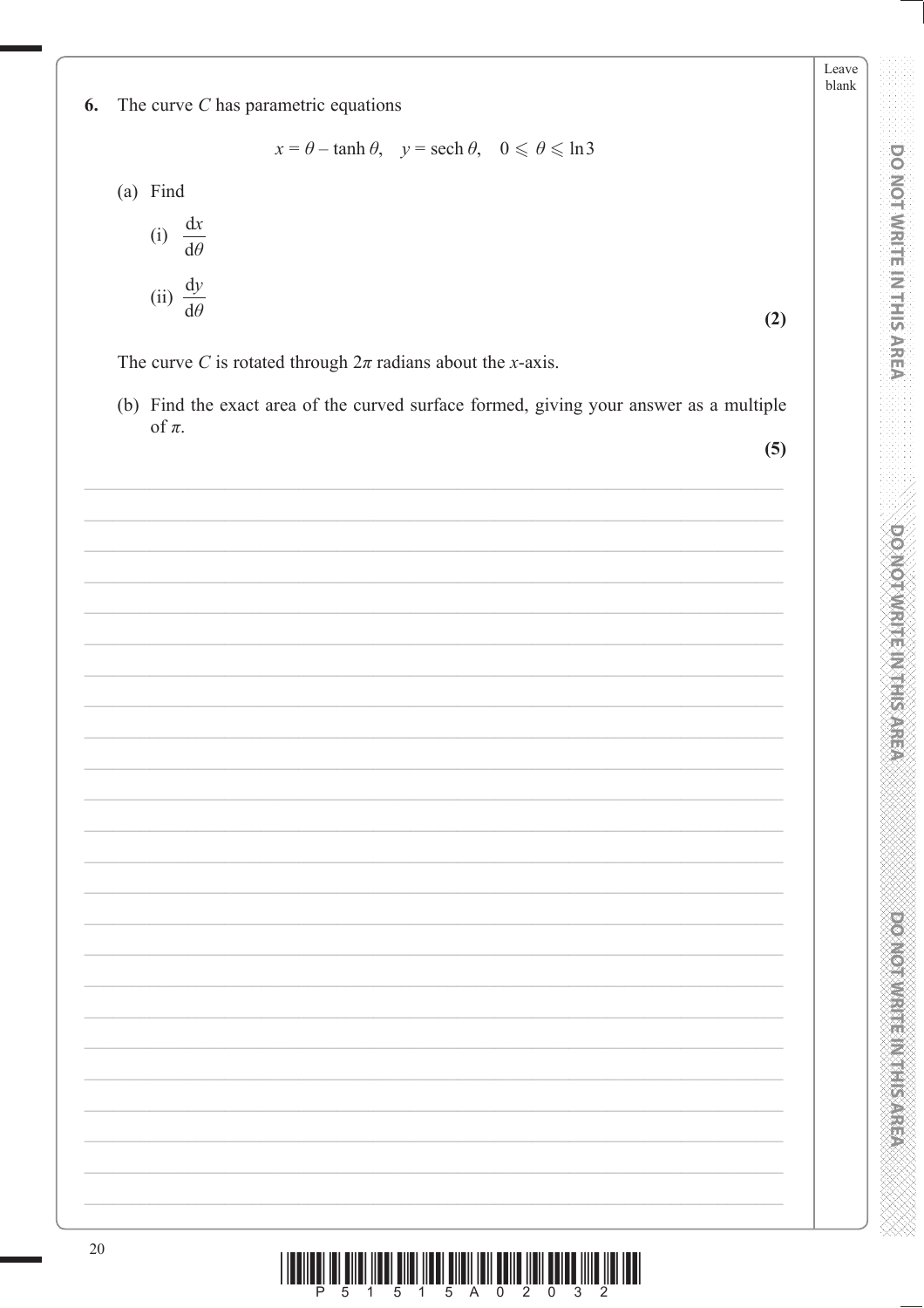**6.** The curve $C$ has parametric equations

$$x = \theta - \tanh\theta, \quad y = \operatorname{sech}\theta, \quad 0 \leqslant \theta \leqslant \ln 3$$

(a) Find

(i) $\dfrac{dx}{d\theta}$

(ii) $\dfrac{dy}{d\theta}$

**(2)**

The curve $C$ is rotated through $2\pi$ radians about the $x$-axis.

(b) Find the exact area of the curved surface formed, giving your answer as a multiple of $\pi$.

**(5)**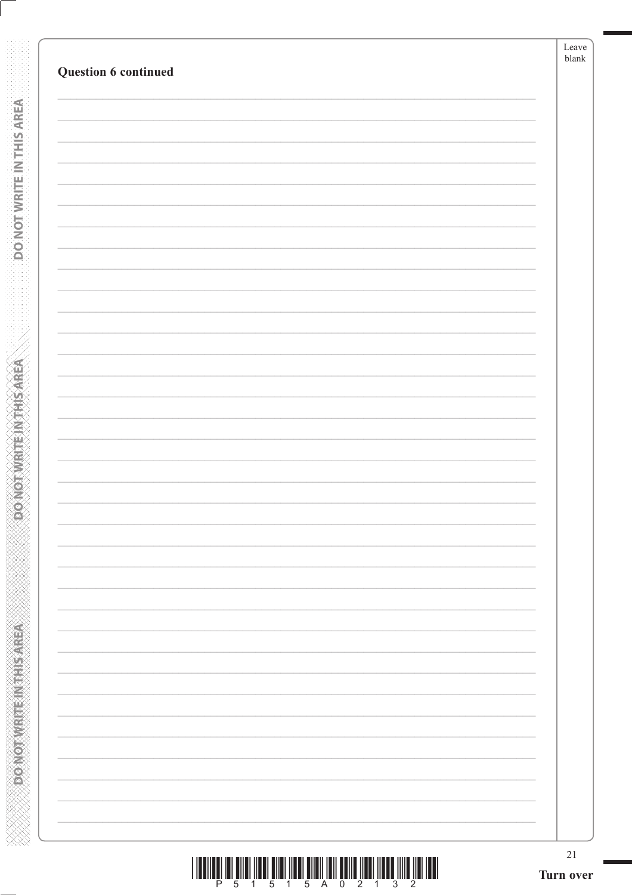**Question 6 continued**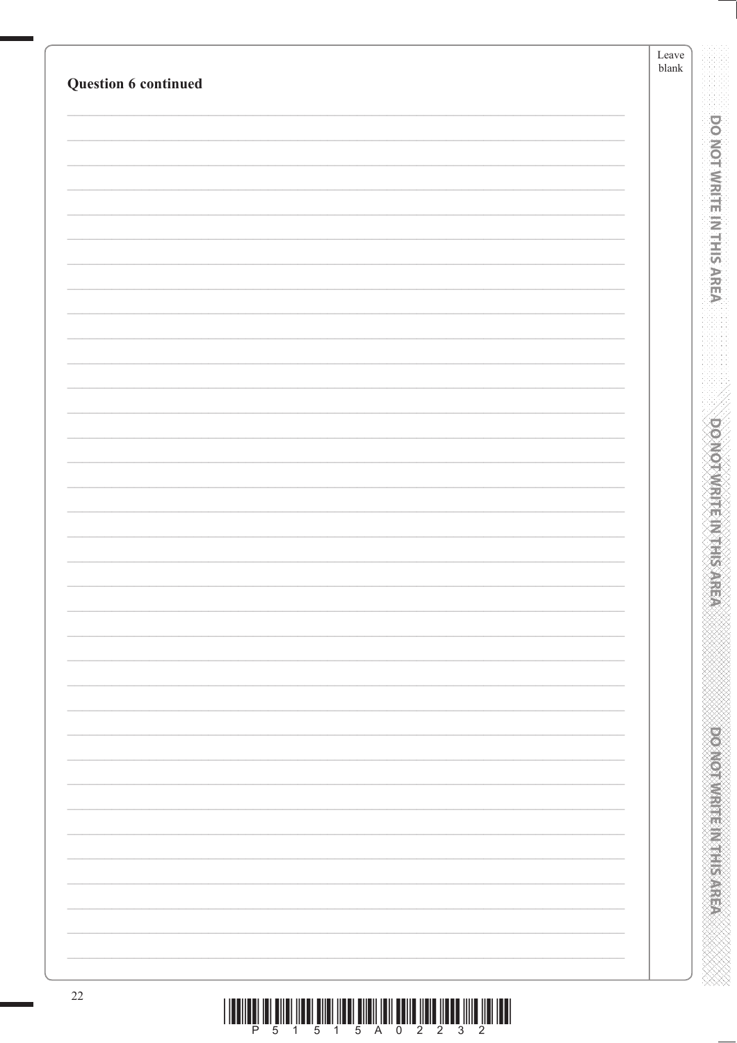**Question 6 continued**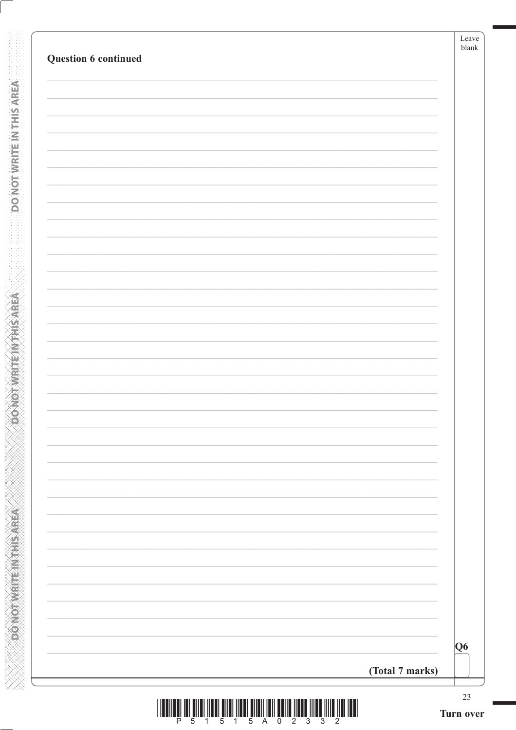**Question 6 continued**

Leave blank

Q6

**(Total 7 marks)**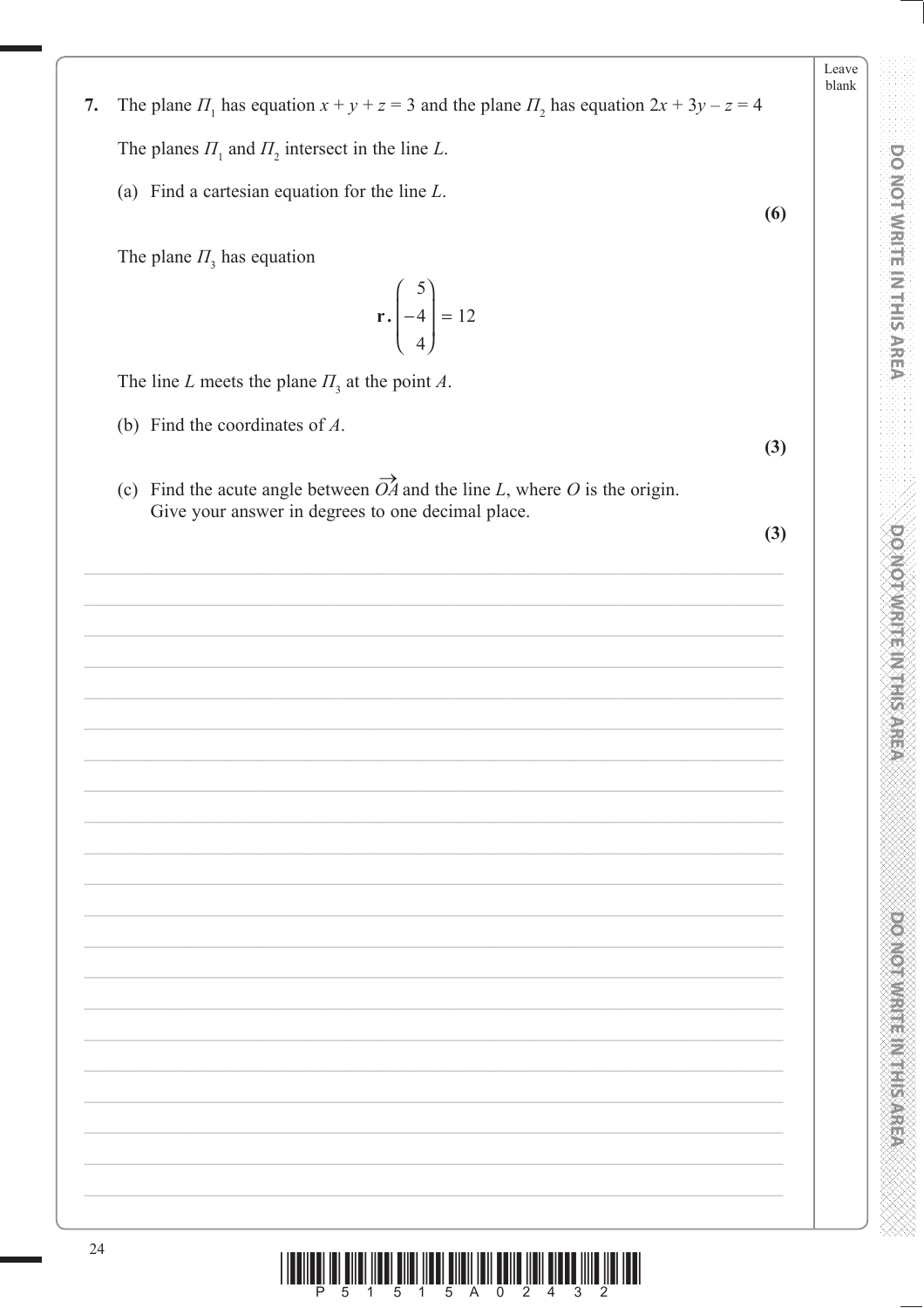**7.** The plane $\Pi_1$ has equation $x + y + z = 3$ and the plane $\Pi_2$ has equation $2x + 3y - z = 4$

The planes $\Pi_1$ and $\Pi_2$ intersect in the line $L$.

(a) Find a cartesian equation for the line $L$.

**(6)**

The plane $\Pi_3$ has equation

$$\mathbf{r} \cdot \begin{pmatrix} 5 \\ -4 \\ 4 \end{pmatrix} = 12$$

The line $L$ meets the plane $\Pi_3$ at the point $A$.

(b) Find the coordinates of $A$.

**(3)**

(c) Find the acute angle between $\overrightarrow{OA}$ and the line $L$, where $O$ is the origin. Give your answer in degrees to one decimal place.

**(3)**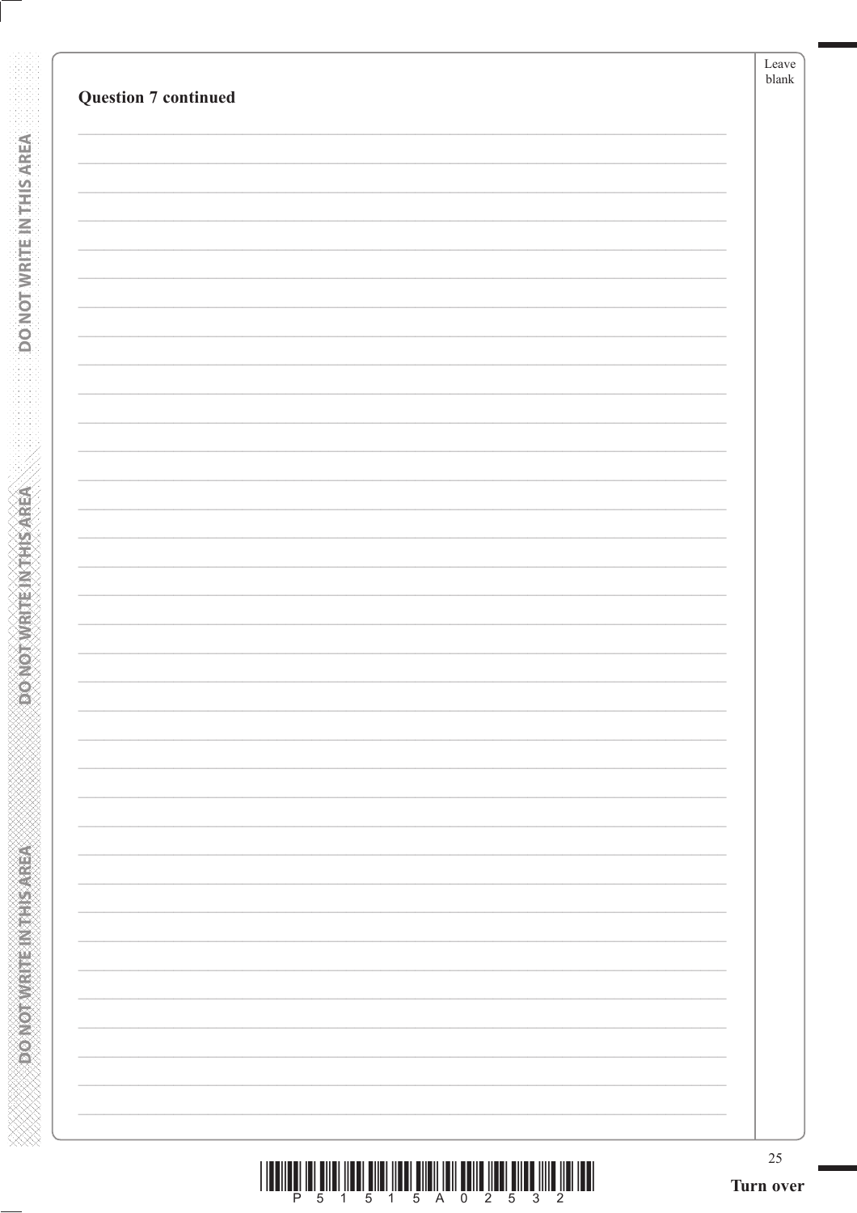**Question 7 continued**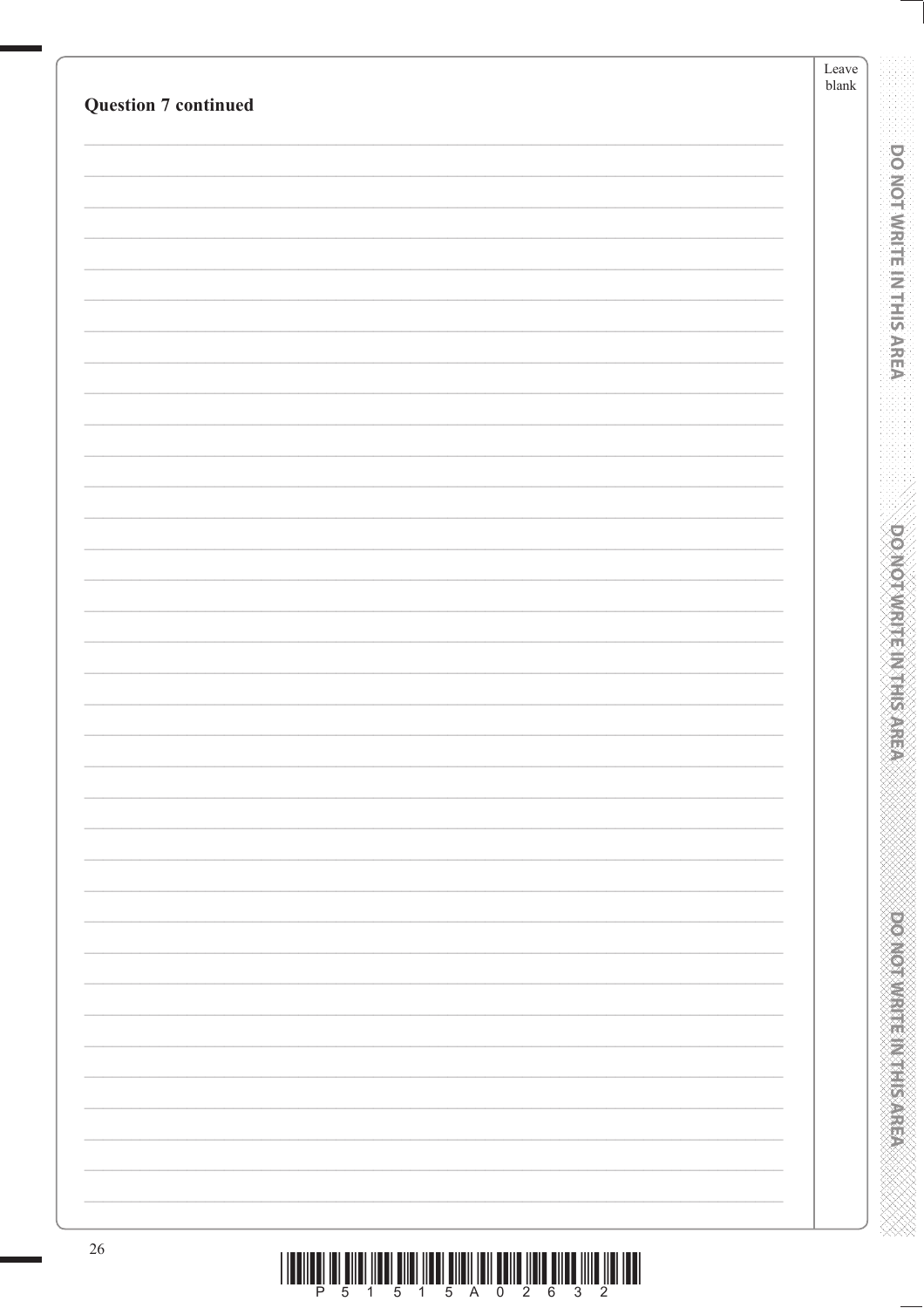**Question 7 continued**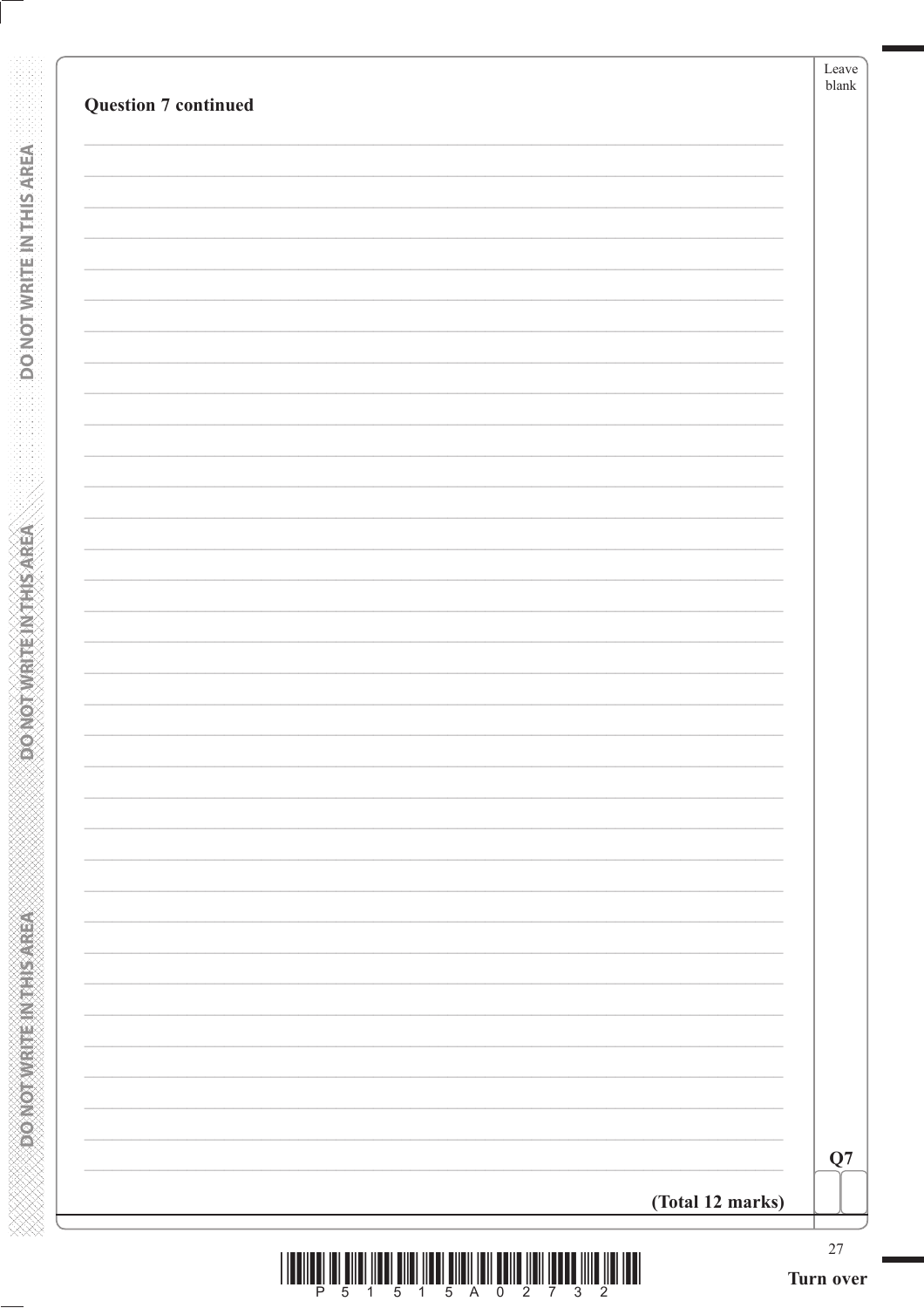**Question 7 continued**

**(Total 12 marks)**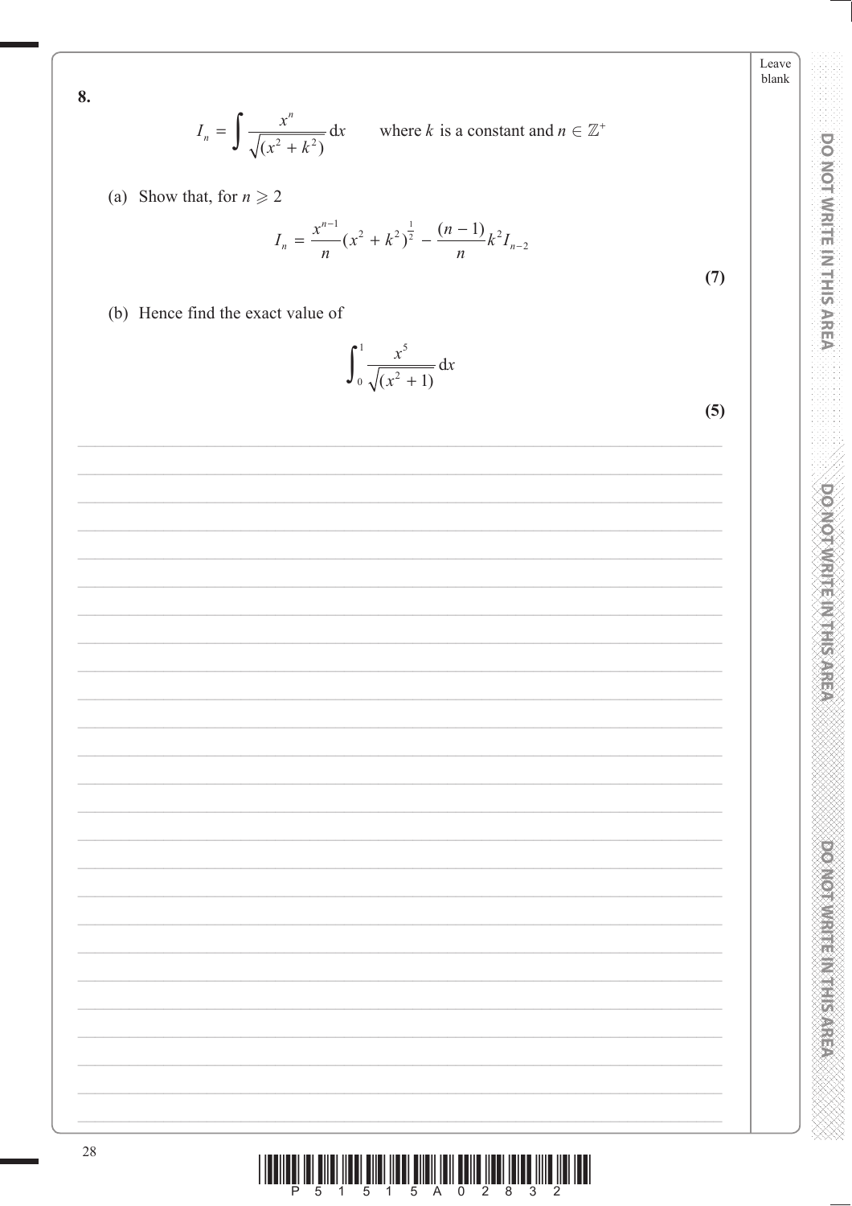**8.**

$$I_n = \int \frac{x^n}{\sqrt{(x^2 + k^2)}} \, dx \qquad \text{where } k \text{ is a constant and } n \in \mathbb{Z}^+$$

(a) Show that, for $n \geqslant 2$

$$I_n = \frac{x^{n-1}}{n}(x^2 + k^2)^{\frac{1}{2}} - \frac{(n-1)}{n}k^2 I_{n-2}$$

**(7)**

(b) Hence find the exact value of

$$\int_0^1 \frac{x^5}{\sqrt{(x^2 + 1)}} \, dx$$

**(5)**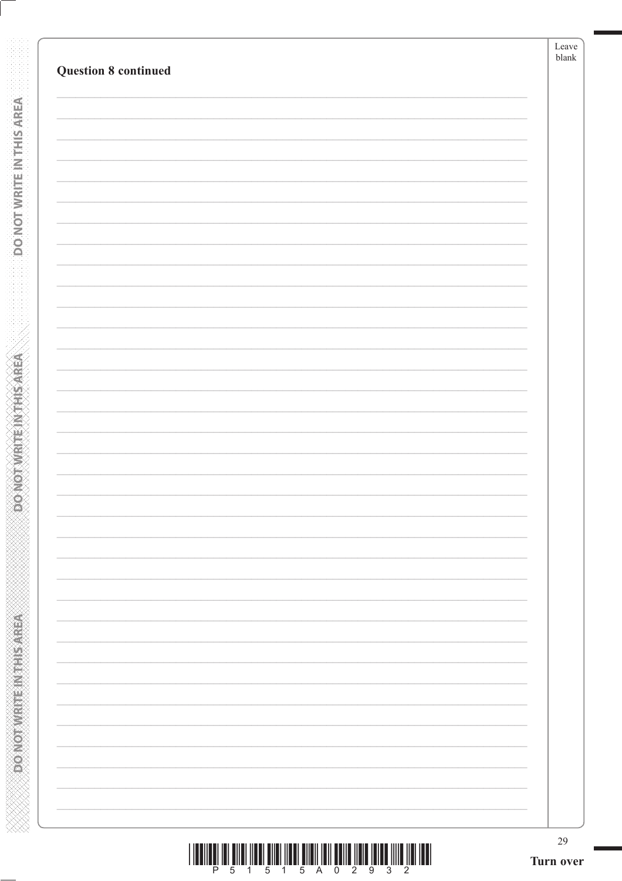**Question 8 continued**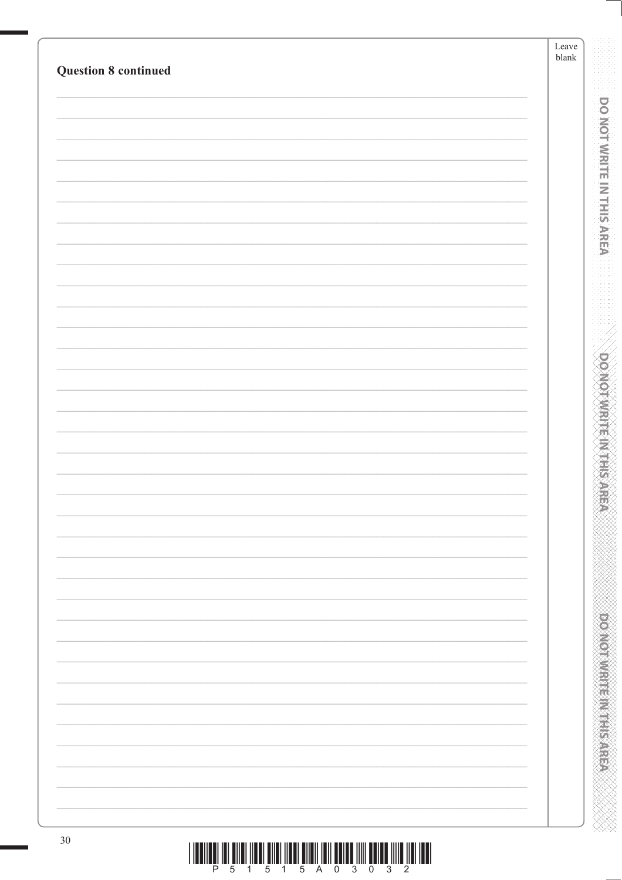**Question 8 continued**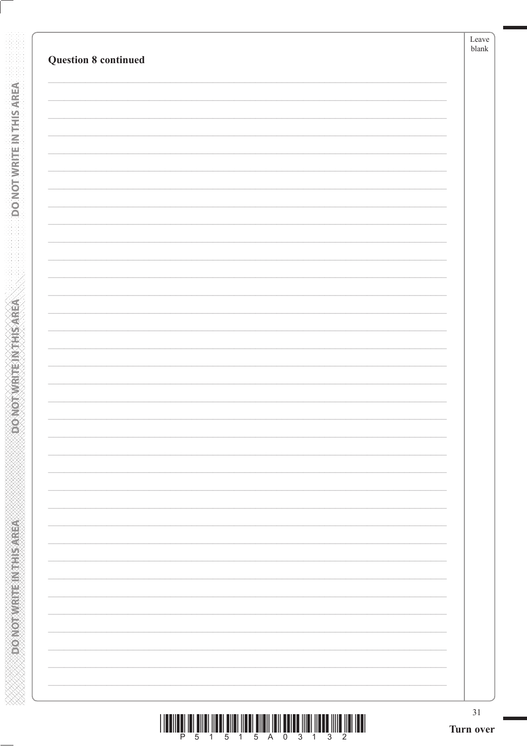**Question 8 continued**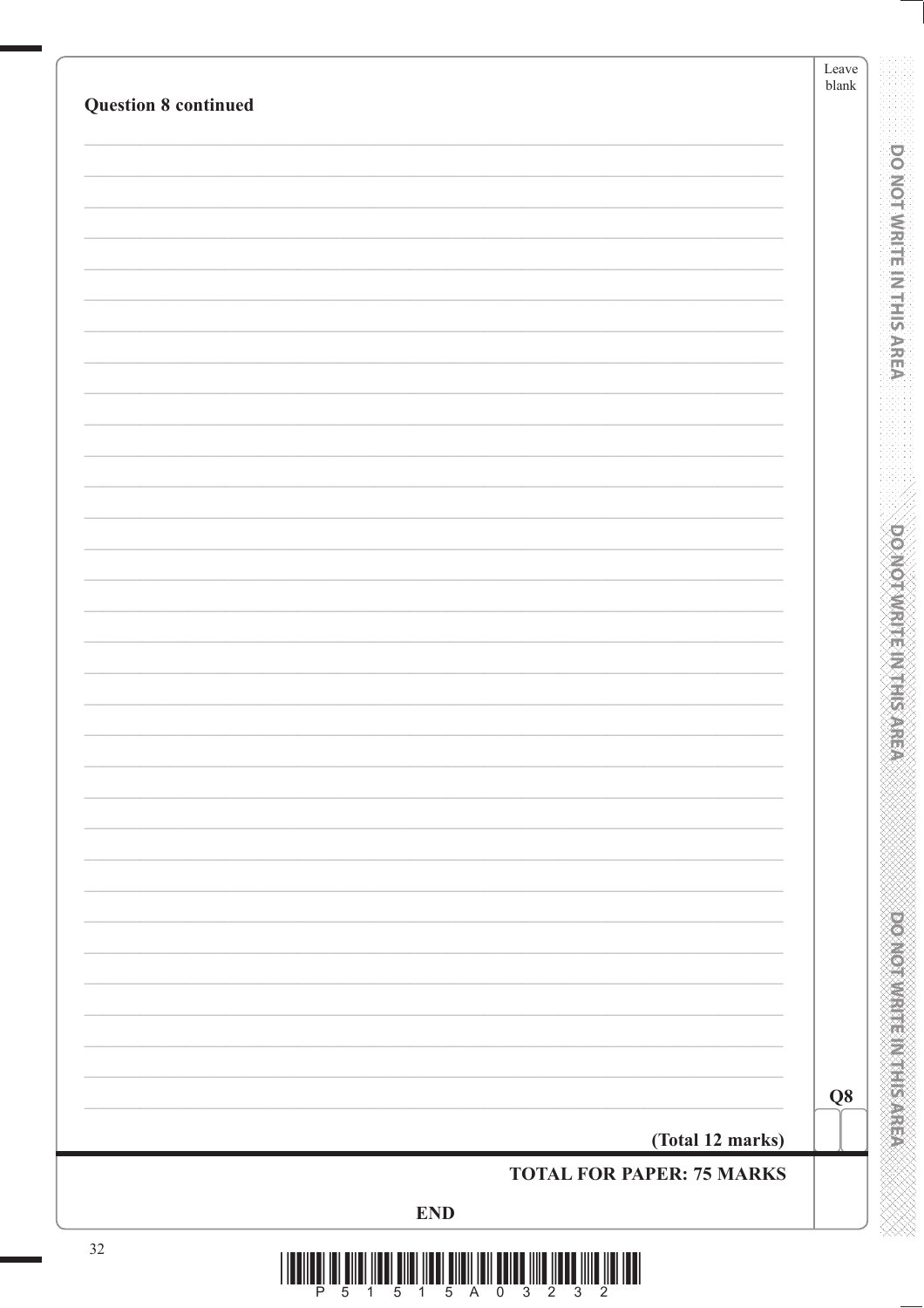**Question 8 continued**

**Q8**

**(Total 12 marks)**

**TOTAL FOR PAPER: 75 MARKS**

**END**